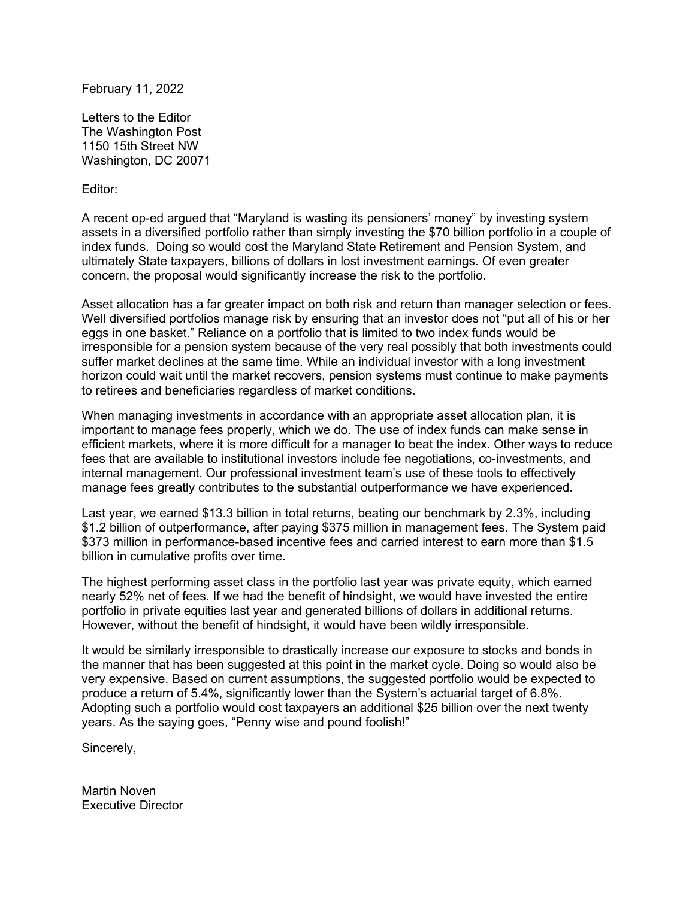February 11, 2022

Letters to the Editor
The Washington Post
1150 15th Street NW
Washington, DC 20071

Editor:

A recent op-ed argued that "Maryland is wasting its pensioners' money" by investing system assets in a diversified portfolio rather than simply investing the $70 billion portfolio in a couple of index funds. Doing so would cost the Maryland State Retirement and Pension System, and ultimately State taxpayers, billions of dollars in lost investment earnings. Of even greater concern, the proposal would significantly increase the risk to the portfolio.

Asset allocation has a far greater impact on both risk and return than manager selection or fees. Well diversified portfolios manage risk by ensuring that an investor does not "put all of his or her eggs in one basket." Reliance on a portfolio that is limited to two index funds would be irresponsible for a pension system because of the very real possibly that both investments could suffer market declines at the same time. While an individual investor with a long investment horizon could wait until the market recovers, pension systems must continue to make payments to retirees and beneficiaries regardless of market conditions.

When managing investments in accordance with an appropriate asset allocation plan, it is important to manage fees properly, which we do. The use of index funds can make sense in efficient markets, where it is more difficult for a manager to beat the index. Other ways to reduce fees that are available to institutional investors include fee negotiations, co-investments, and internal management. Our professional investment team's use of these tools to effectively manage fees greatly contributes to the substantial outperformance we have experienced.

Last year, we earned $13.3 billion in total returns, beating our benchmark by 2.3%, including $1.2 billion of outperformance, after paying $375 million in management fees. The System paid $373 million in performance-based incentive fees and carried interest to earn more than $1.5 billion in cumulative profits over time.

The highest performing asset class in the portfolio last year was private equity, which earned nearly 52% net of fees. If we had the benefit of hindsight, we would have invested the entire portfolio in private equities last year and generated billions of dollars in additional returns. However, without the benefit of hindsight, it would have been wildly irresponsible.

It would be similarly irresponsible to drastically increase our exposure to stocks and bonds in the manner that has been suggested at this point in the market cycle. Doing so would also be very expensive. Based on current assumptions, the suggested portfolio would be expected to produce a return of 5.4%, significantly lower than the System's actuarial target of 6.8%. Adopting such a portfolio would cost taxpayers an additional $25 billion over the next twenty years. As the saying goes, "Penny wise and pound foolish!"

Sincerely,

Martin Noven
Executive Director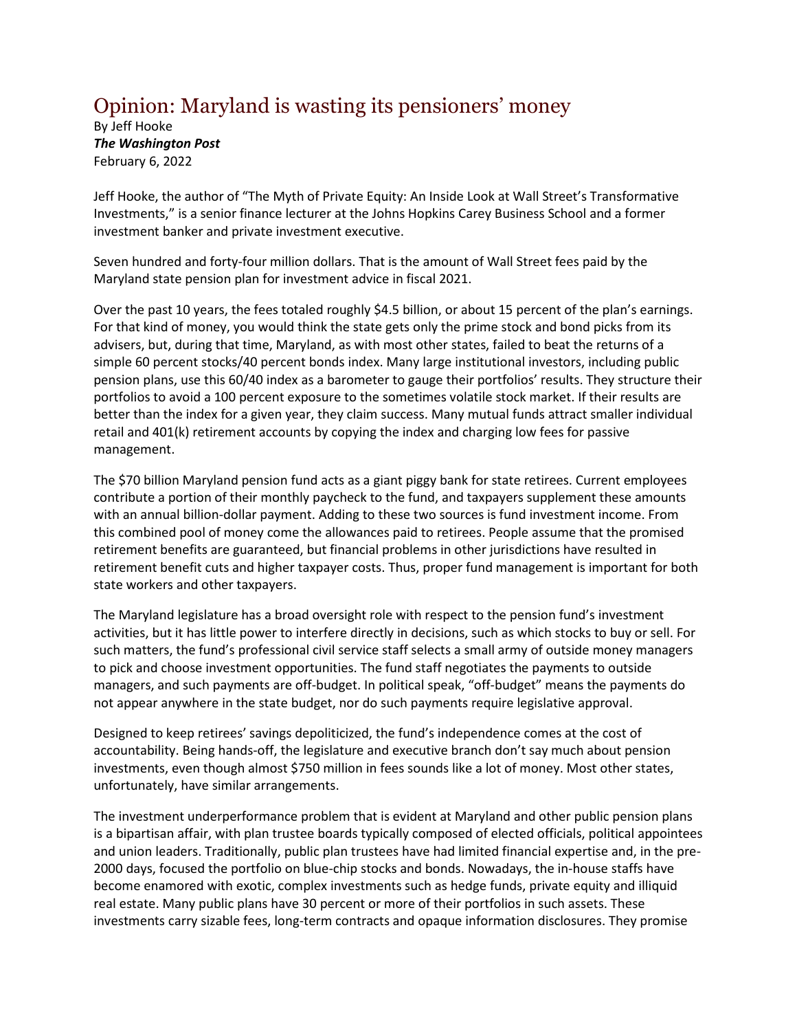# Opinion: Maryland is wasting its pensioners' money

By Jeff Hooke
***The Washington Post***
February 6, 2022

Jeff Hooke, the author of "The Myth of Private Equity: An Inside Look at Wall Street's Transformative Investments," is a senior finance lecturer at the Johns Hopkins Carey Business School and a former investment banker and private investment executive.

Seven hundred and forty-four million dollars. That is the amount of Wall Street fees paid by the Maryland state pension plan for investment advice in fiscal 2021.

Over the past 10 years, the fees totaled roughly $4.5 billion, or about 15 percent of the plan's earnings. For that kind of money, you would think the state gets only the prime stock and bond picks from its advisers, but, during that time, Maryland, as with most other states, failed to beat the returns of a simple 60 percent stocks/40 percent bonds index. Many large institutional investors, including public pension plans, use this 60/40 index as a barometer to gauge their portfolios' results. They structure their portfolios to avoid a 100 percent exposure to the sometimes volatile stock market. If their results are better than the index for a given year, they claim success. Many mutual funds attract smaller individual retail and 401(k) retirement accounts by copying the index and charging low fees for passive management.

The $70 billion Maryland pension fund acts as a giant piggy bank for state retirees. Current employees contribute a portion of their monthly paycheck to the fund, and taxpayers supplement these amounts with an annual billion-dollar payment. Adding to these two sources is fund investment income. From this combined pool of money come the allowances paid to retirees. People assume that the promised retirement benefits are guaranteed, but financial problems in other jurisdictions have resulted in retirement benefit cuts and higher taxpayer costs. Thus, proper fund management is important for both state workers and other taxpayers.

The Maryland legislature has a broad oversight role with respect to the pension fund's investment activities, but it has little power to interfere directly in decisions, such as which stocks to buy or sell. For such matters, the fund's professional civil service staff selects a small army of outside money managers to pick and choose investment opportunities. The fund staff negotiates the payments to outside managers, and such payments are off-budget. In political speak, "off-budget" means the payments do not appear anywhere in the state budget, nor do such payments require legislative approval.

Designed to keep retirees' savings depoliticized, the fund's independence comes at the cost of accountability. Being hands-off, the legislature and executive branch don't say much about pension investments, even though almost $750 million in fees sounds like a lot of money. Most other states, unfortunately, have similar arrangements.

The investment underperformance problem that is evident at Maryland and other public pension plans is a bipartisan affair, with plan trustee boards typically composed of elected officials, political appointees and union leaders. Traditionally, public plan trustees have had limited financial expertise and, in the pre-2000 days, focused the portfolio on blue-chip stocks and bonds. Nowadays, the in-house staffs have become enamored with exotic, complex investments such as hedge funds, private equity and illiquid real estate. Many public plans have 30 percent or more of their portfolios in such assets. These investments carry sizable fees, long-term contracts and opaque information disclosures. They promise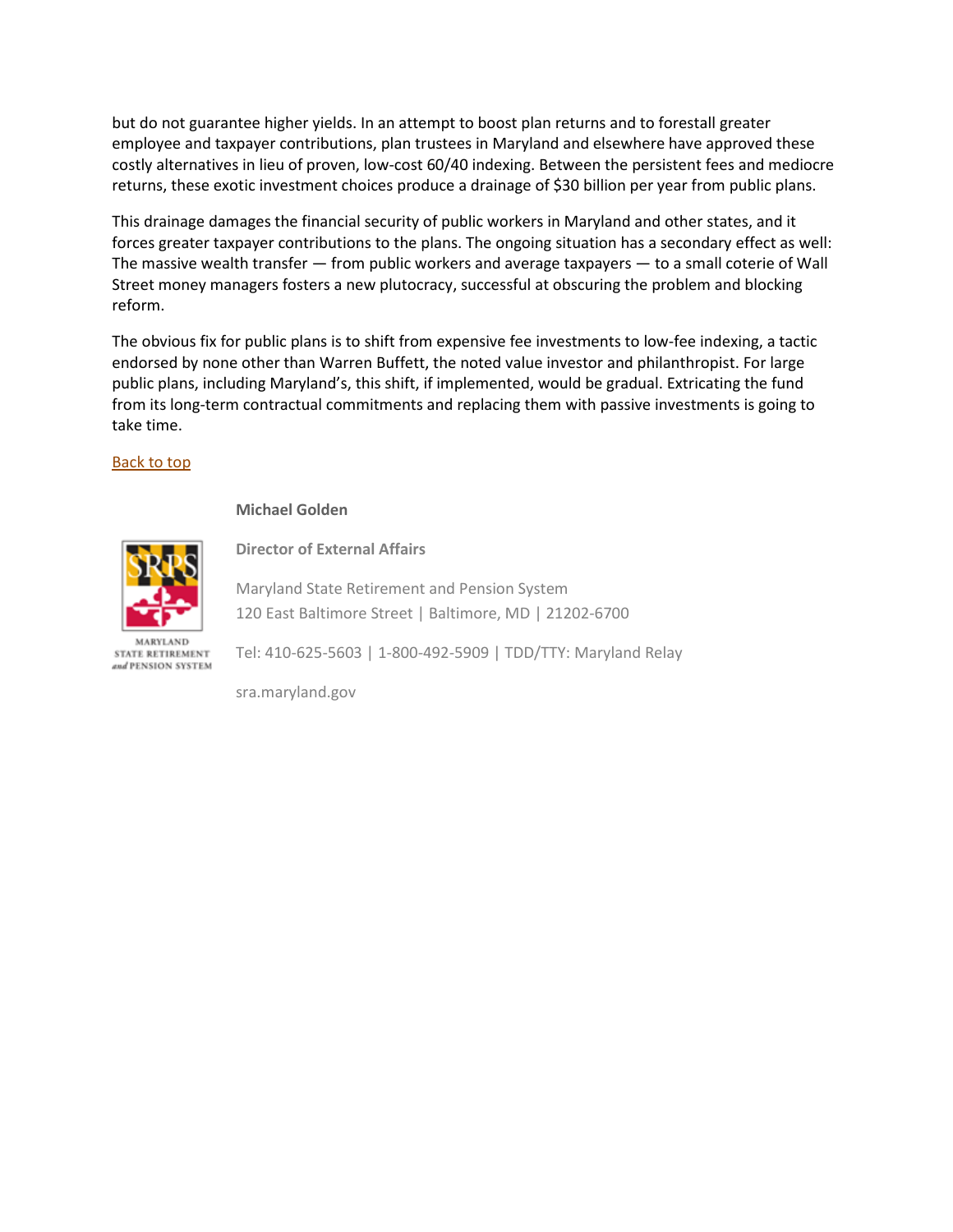but do not guarantee higher yields. In an attempt to boost plan returns and to forestall greater employee and taxpayer contributions, plan trustees in Maryland and elsewhere have approved these costly alternatives in lieu of proven, low-cost 60/40 indexing. Between the persistent fees and mediocre returns, these exotic investment choices produce a drainage of $30 billion per year from public plans.

This drainage damages the financial security of public workers in Maryland and other states, and it forces greater taxpayer contributions to the plans. The ongoing situation has a secondary effect as well: The massive wealth transfer — from public workers and average taxpayers — to a small coterie of Wall Street money managers fosters a new plutocracy, successful at obscuring the problem and blocking reform.

The obvious fix for public plans is to shift from expensive fee investments to low-fee indexing, a tactic endorsed by none other than Warren Buffett, the noted value investor and philanthropist. For large public plans, including Maryland's, this shift, if implemented, would be gradual. Extricating the fund from its long-term contractual commitments and replacing them with passive investments is going to take time.

Back to top

**Michael Golden**

**Director of External Affairs**

Maryland State Retirement and Pension System
120 East Baltimore Street | Baltimore, MD | 21202-6700

Tel: 410-625-5603 | 1-800-492-5909 | TDD/TTY: Maryland Relay

sra.maryland.gov